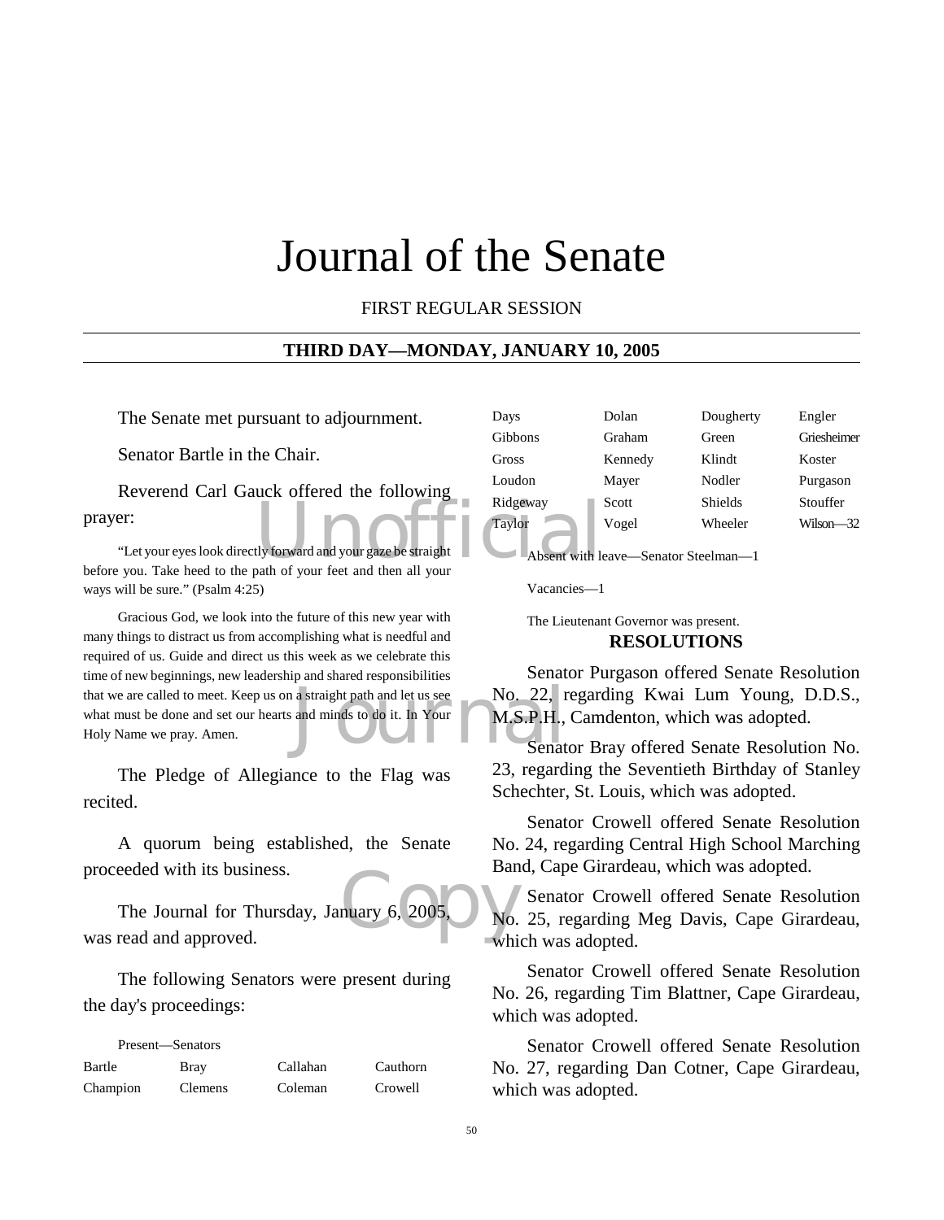# Journal of the Senate

FIRST REGULAR SESSION

**THIRD DAY—MONDAY, JANUARY 10, 2005**

The Senate met pursuant to adjournment.

Senator Bartle in the Chair.

Reverend Carl Gauck offered the following prayer:

"Let your eyes look directly forward and your gaze be straight before you. Take heed to the path of your feet and then all your ways will be sure." (Psalm 4:25)

Gracious God, we look into the future of this new year with many things to distract us from accomplishing what is needful and required of us. Guide and direct us this week as we celebrate this time of new beginnings, new leadership and shared responsibilities that we are called to meet. Keep us on a straight path and let us see what must be done and set our hearts and minds to do it. In Your Holy Name we pray. Amen.

The Pledge of Allegiance to the Flag was recited.

A quorum being established, the Senate proceeded with its business.

The Journal for Thursday, January 6, 2005, was read and approved.

The following Senators were present during the day's proceedings:

Present—Senators

| | | | |
|---|---|---|---|
| Bartle | Bray | Callahan | Cauthorn |
| Champion | Clemens | Coleman | Crowell |
| Days | Dolan | Dougherty | Engler |
| Gibbons | Graham | Green | Griesheimer |
| Gross | Kennedy | Klindt | Koster |
| Loudon | Mayer | Nodler | Purgason |
| Ridgeway | Scott | Shields | Stouffer |
| Taylor | Vogel | Wheeler | Wilson—32 |

Absent with leave—Senator Steelman—1

Vacancies—1

The Lieutenant Governor was present.

## RESOLUTIONS

Senator Purgason offered Senate Resolution No. 22, regarding Kwai Lum Young, D.D.S., M.S.P.H., Camdenton, which was adopted.

Senator Bray offered Senate Resolution No. 23, regarding the Seventieth Birthday of Stanley Schechter, St. Louis, which was adopted.

Senator Crowell offered Senate Resolution No. 24, regarding Central High School Marching Band, Cape Girardeau, which was adopted.

Senator Crowell offered Senate Resolution No. 25, regarding Meg Davis, Cape Girardeau, which was adopted.

Senator Crowell offered Senate Resolution No. 26, regarding Tim Blattner, Cape Girardeau, which was adopted.

Senator Crowell offered Senate Resolution No. 27, regarding Dan Cotner, Cape Girardeau, which was adopted.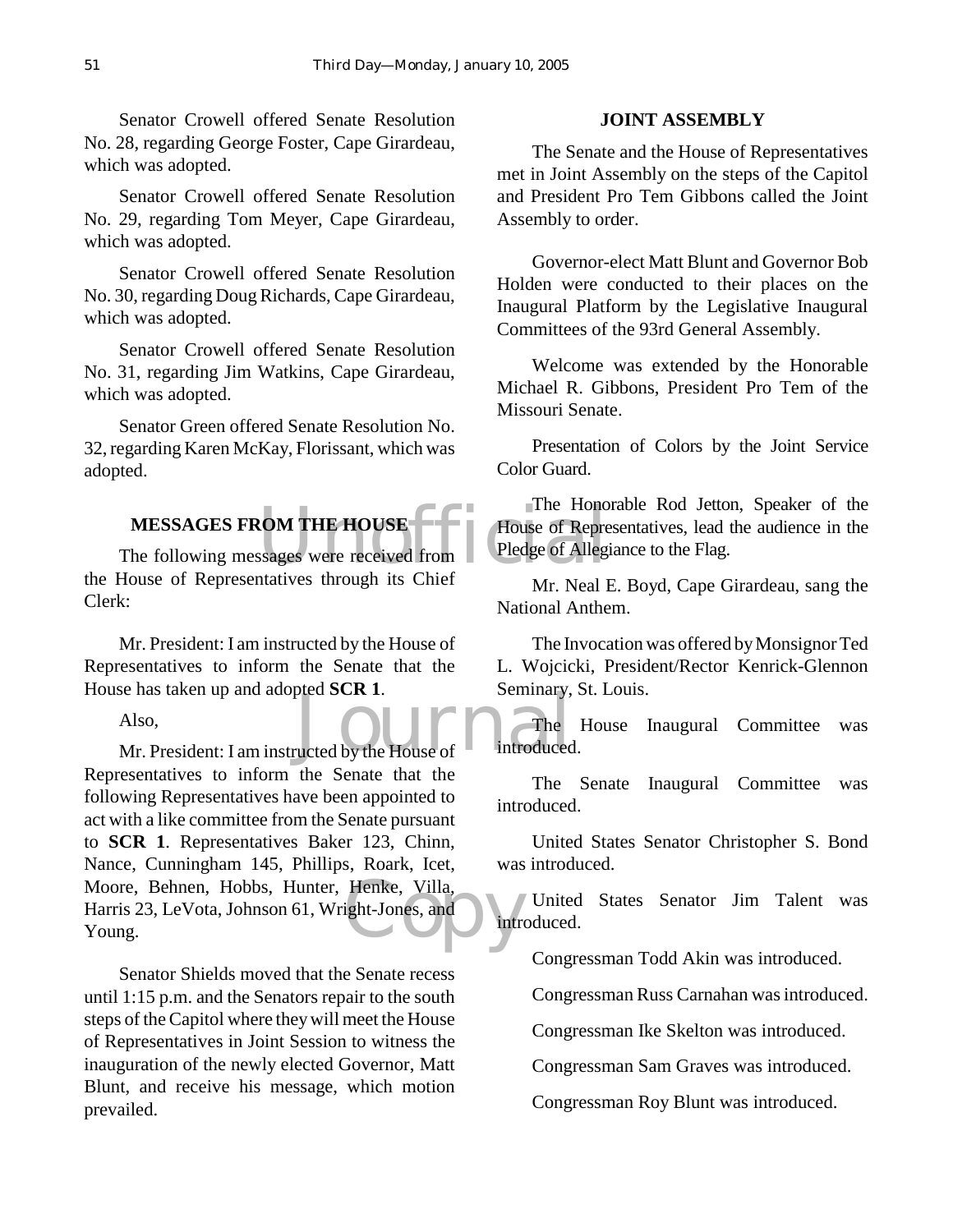Senator Crowell offered Senate Resolution No. 28, regarding George Foster, Cape Girardeau, which was adopted.

Senator Crowell offered Senate Resolution No. 29, regarding Tom Meyer, Cape Girardeau, which was adopted.

Senator Crowell offered Senate Resolution No. 30, regarding Doug Richards, Cape Girardeau, which was adopted.

Senator Crowell offered Senate Resolution No. 31, regarding Jim Watkins, Cape Girardeau, which was adopted.

Senator Green offered Senate Resolution No. 32, regarding Karen McKay, Florissant, which was adopted.

**MESSAGES FROM THE HOUSE**

The following messages were received from the House of Representatives through its Chief Clerk:

Mr. President: I am instructed by the House of Representatives to inform the Senate that the House has taken up and adopted **SCR 1**.

Also,

Mr. President: I am instructed by the House of Representatives to inform the Senate that the following Representatives have been appointed to act with a like committee from the Senate pursuant to **SCR 1**. Representatives Baker 123, Chinn, Nance, Cunningham 145, Phillips, Roark, Icet, Moore, Behnen, Hobbs, Hunter, Henke, Villa, Harris 23, LeVota, Johnson 61, Wright-Jones, and Young.

Senator Shields moved that the Senate recess until 1:15 p.m. and the Senators repair to the south steps of the Capitol where they will meet the House of Representatives in Joint Session to witness the inauguration of the newly elected Governor, Matt Blunt, and receive his message, which motion prevailed.

**JOINT ASSEMBLY**

The Senate and the House of Representatives met in Joint Assembly on the steps of the Capitol and President Pro Tem Gibbons called the Joint Assembly to order.

Governor-elect Matt Blunt and Governor Bob Holden were conducted to their places on the Inaugural Platform by the Legislative Inaugural Committees of the 93rd General Assembly.

Welcome was extended by the Honorable Michael R. Gibbons, President Pro Tem of the Missouri Senate.

Presentation of Colors by the Joint Service Color Guard.

The Honorable Rod Jetton, Speaker of the House of Representatives, lead the audience in the Pledge of Allegiance to the Flag.

Mr. Neal E. Boyd, Cape Girardeau, sang the National Anthem.

The Invocation was offered by Monsignor Ted L. Wojcicki, President/Rector Kenrick-Glennon Seminary, St. Louis.

The House Inaugural Committee was introduced.

The Senate Inaugural Committee was introduced.

United States Senator Christopher S. Bond was introduced.

United States Senator Jim Talent was introduced.

Congressman Todd Akin was introduced.

Congressman Russ Carnahan was introduced.

Congressman Ike Skelton was introduced.

Congressman Sam Graves was introduced.

Congressman Roy Blunt was introduced.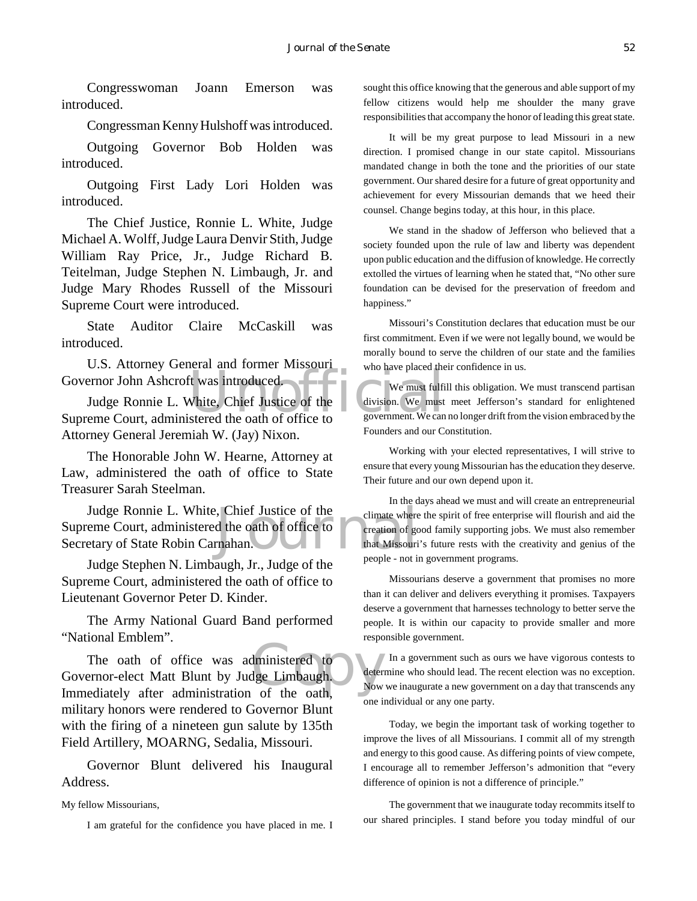Congresswoman Joann Emerson was introduced.

Congressman Kenny Hulshoff was introduced.

Outgoing Governor Bob Holden was introduced.

Outgoing First Lady Lori Holden was introduced.

The Chief Justice, Ronnie L. White, Judge Michael A. Wolff, Judge Laura Denvir Stith, Judge William Ray Price, Jr., Judge Richard B. Teitelman, Judge Stephen N. Limbaugh, Jr. and Judge Mary Rhodes Russell of the Missouri Supreme Court were introduced.

State Auditor Claire McCaskill was introduced.

U.S. Attorney General and former Missouri Governor John Ashcroft was introduced.

Judge Ronnie L. White, Chief Justice of the Supreme Court, administered the oath of office to Attorney General Jeremiah W. (Jay) Nixon.

The Honorable John W. Hearne, Attorney at Law, administered the oath of office to State Treasurer Sarah Steelman.

Judge Ronnie L. White, Chief Justice of the Supreme Court, administered the oath of office to Secretary of State Robin Carnahan.

Judge Stephen N. Limbaugh, Jr., Judge of the Supreme Court, administered the oath of office to Lieutenant Governor Peter D. Kinder.

The Army National Guard Band performed "National Emblem".

The oath of office was administered to Governor-elect Matt Blunt by Judge Limbaugh. Immediately after administration of the oath, military honors were rendered to Governor Blunt with the firing of a nineteen gun salute by 135th Field Artillery, MOARNG, Sedalia, Missouri.

Governor Blunt delivered his Inaugural Address.

My fellow Missourians,

I am grateful for the confidence you have placed in me. I sought this office knowing that the generous and able support of my fellow citizens would help me shoulder the many grave responsibilities that accompany the honor of leading this great state.

It will be my great purpose to lead Missouri in a new direction. I promised change in our state capitol. Missourians mandated change in both the tone and the priorities of our state government. Our shared desire for a future of great opportunity and achievement for every Missourian demands that we heed their counsel. Change begins today, at this hour, in this place.

We stand in the shadow of Jefferson who believed that a society founded upon the rule of law and liberty was dependent upon public education and the diffusion of knowledge. He correctly extolled the virtues of learning when he stated that, "No other sure foundation can be devised for the preservation of freedom and happiness."

Missouri's Constitution declares that education must be our first commitment. Even if we were not legally bound, we would be morally bound to serve the children of our state and the families who have placed their confidence in us.

We must fulfill this obligation. We must transcend partisan division. We must meet Jefferson's standard for enlightened government. We can no longer drift from the vision embraced by the Founders and our Constitution.

Working with your elected representatives, I will strive to ensure that every young Missourian has the education they deserve. Their future and our own depend upon it.

In the days ahead we must and will create an entrepreneurial climate where the spirit of free enterprise will flourish and aid the creation of good family supporting jobs. We must also remember that Missouri's future rests with the creativity and genius of the people - not in government programs.

Missourians deserve a government that promises no more than it can deliver and delivers everything it promises. Taxpayers deserve a government that harnesses technology to better serve the people. It is within our capacity to provide smaller and more responsible government.

In a government such as ours we have vigorous contests to determine who should lead. The recent election was no exception. Now we inaugurate a new government on a day that transcends any one individual or any one party.

Today, we begin the important task of working together to improve the lives of all Missourians. I commit all of my strength and energy to this good cause. As differing points of view compete, I encourage all to remember Jefferson's admonition that "every difference of opinion is not a difference of principle."

The government that we inaugurate today recommits itself to our shared principles. I stand before you today mindful of our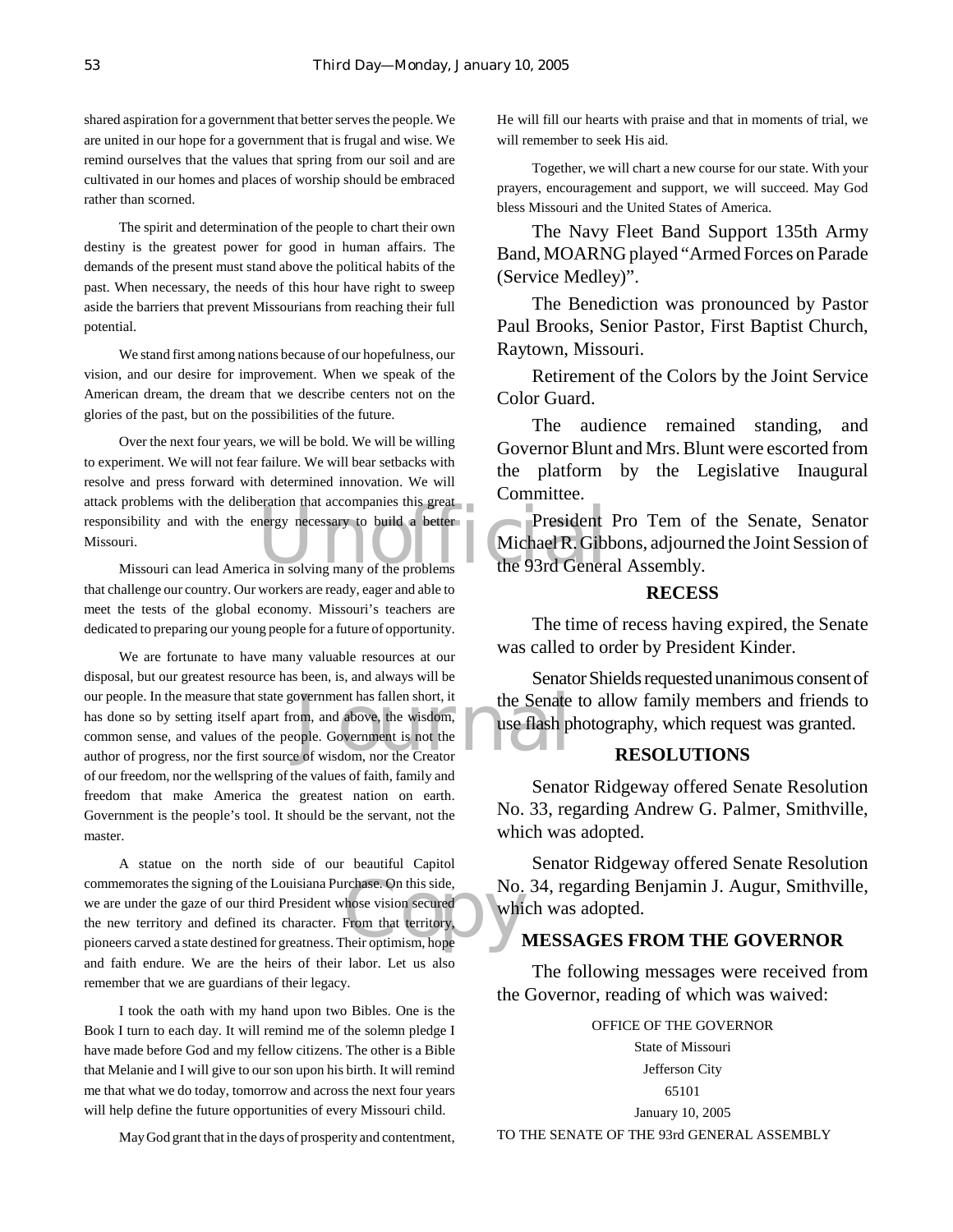shared aspiration for a government that better serves the people. We are united in our hope for a government that is frugal and wise. We remind ourselves that the values that spring from our soil and are cultivated in our homes and places of worship should be embraced rather than scorned.

The spirit and determination of the people to chart their own destiny is the greatest power for good in human affairs. The demands of the present must stand above the political habits of the past. When necessary, the needs of this hour have right to sweep aside the barriers that prevent Missourians from reaching their full potential.

We stand first among nations because of our hopefulness, our vision, and our desire for improvement. When we speak of the American dream, the dream that we describe centers not on the glories of the past, but on the possibilities of the future.

Over the next four years, we will be bold. We will be willing to experiment. We will not fear failure. We will bear setbacks with resolve and press forward with determined innovation. We will attack problems with the deliberation that accompanies this great responsibility and with the energy necessary to build a better Missouri.

Missouri can lead America in solving many of the problems that challenge our country. Our workers are ready, eager and able to meet the tests of the global economy. Missouri's teachers are dedicated to preparing our young people for a future of opportunity.

We are fortunate to have many valuable resources at our disposal, but our greatest resource has been, is, and always will be our people. In the measure that state government has fallen short, it has done so by setting itself apart from, and above, the wisdom, common sense, and values of the people. Government is not the author of progress, nor the first source of wisdom, nor the Creator of our freedom, nor the wellspring of the values of faith, family and freedom that make America the greatest nation on earth. Government is the people's tool. It should be the servant, not the master.

A statue on the north side of our beautiful Capitol commemorates the signing of the Louisiana Purchase. On this side, we are under the gaze of our third President whose vision secured the new territory and defined its character. From that territory, pioneers carved a state destined for greatness. Their optimism, hope and faith endure. We are the heirs of their labor. Let us also remember that we are guardians of their legacy.

I took the oath with my hand upon two Bibles. One is the Book I turn to each day. It will remind me of the solemn pledge I have made before God and my fellow citizens. The other is a Bible that Melanie and I will give to our son upon his birth. It will remind me that what we do today, tomorrow and across the next four years will help define the future opportunities of every Missouri child.

May God grant that in the days of prosperity and contentment, He will fill our hearts with praise and that in moments of trial, we will remember to seek His aid.

Together, we will chart a new course for our state. With your prayers, encouragement and support, we will succeed. May God bless Missouri and the United States of America.

The Navy Fleet Band Support 135th Army Band, MOARNG played "Armed Forces on Parade (Service Medley)".

The Benediction was pronounced by Pastor Paul Brooks, Senior Pastor, First Baptist Church, Raytown, Missouri.

Retirement of the Colors by the Joint Service Color Guard.

The audience remained standing, and Governor Blunt and Mrs. Blunt were escorted from the platform by the Legislative Inaugural Committee.

President Pro Tem of the Senate, Senator Michael R. Gibbons, adjourned the Joint Session of the 93rd General Assembly.

## RECESS

The time of recess having expired, the Senate was called to order by President Kinder.

Senator Shields requested unanimous consent of the Senate to allow family members and friends to use flash photography, which request was granted.

## RESOLUTIONS

Senator Ridgeway offered Senate Resolution No. 33, regarding Andrew G. Palmer, Smithville, which was adopted.

Senator Ridgeway offered Senate Resolution No. 34, regarding Benjamin J. Augur, Smithville, which was adopted.

## MESSAGES FROM THE GOVERNOR

The following messages were received from the Governor, reading of which was waived:

OFFICE OF THE GOVERNOR
State of Missouri
Jefferson City
65101
January 10, 2005

TO THE SENATE OF THE 93rd GENERAL ASSEMBLY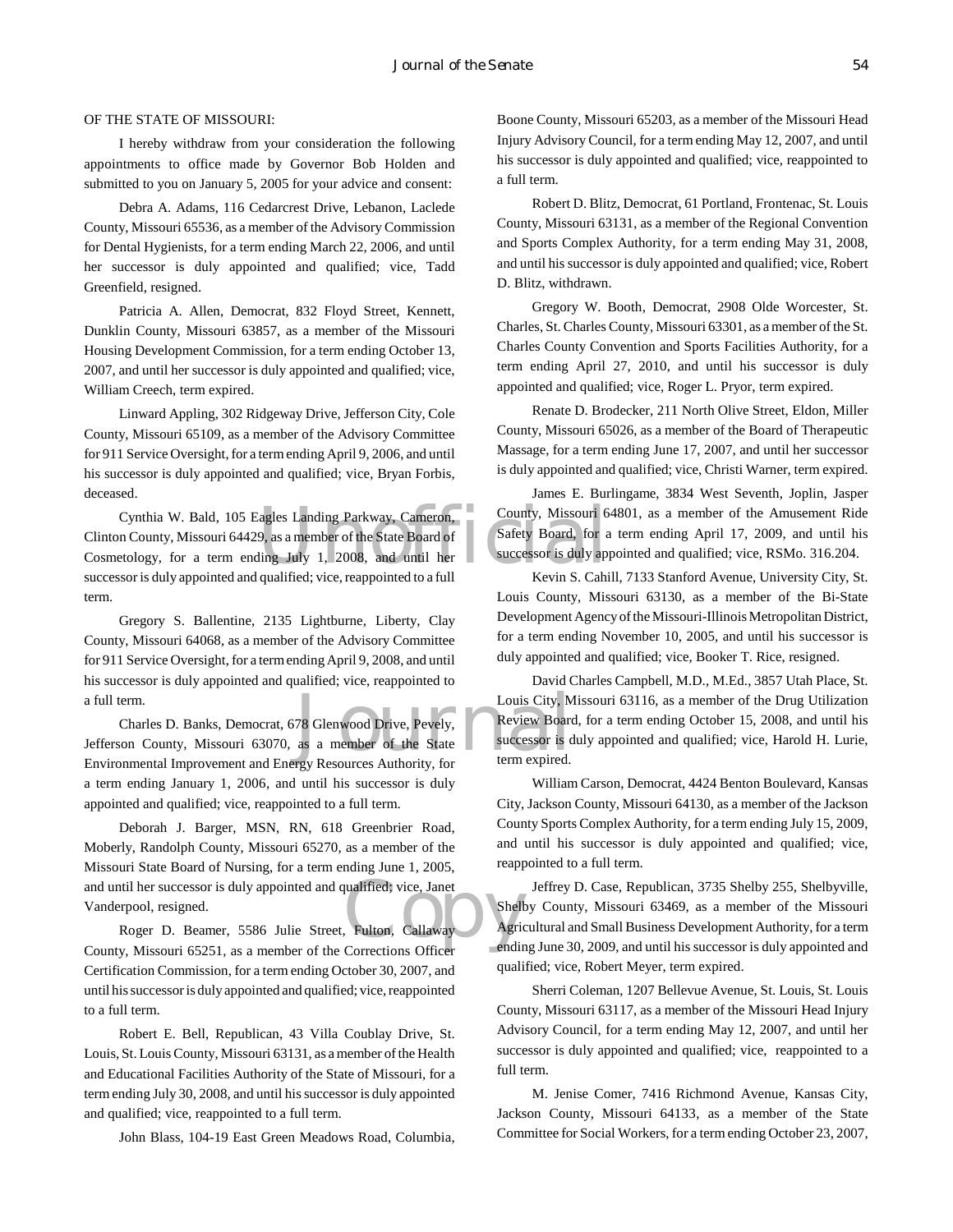OF THE STATE OF MISSOURI:

I hereby withdraw from your consideration the following appointments to office made by Governor Bob Holden and submitted to you on January 5, 2005 for your advice and consent:

Debra A. Adams, 116 Cedarcrest Drive, Lebanon, Laclede County, Missouri 65536, as a member of the Advisory Commission for Dental Hygienists, for a term ending March 22, 2006, and until her successor is duly appointed and qualified; vice, Tadd Greenfield, resigned.

Patricia A. Allen, Democrat, 832 Floyd Street, Kennett, Dunklin County, Missouri 63857, as a member of the Missouri Housing Development Commission, for a term ending October 13, 2007, and until her successor is duly appointed and qualified; vice, William Creech, term expired.

Linward Appling, 302 Ridgeway Drive, Jefferson City, Cole County, Missouri 65109, as a member of the Advisory Committee for 911 Service Oversight, for a term ending April 9, 2006, and until his successor is duly appointed and qualified; vice, Bryan Forbis, deceased.

Cynthia W. Bald, 105 Eagles Landing Parkway, Cameron, Clinton County, Missouri 64429, as a member of the State Board of Cosmetology, for a term ending July 1, 2008, and until her successor is duly appointed and qualified; vice, reappointed to a full term.

Gregory S. Ballentine, 2135 Lightburne, Liberty, Clay County, Missouri 64068, as a member of the Advisory Committee for 911 Service Oversight, for a term ending April 9, 2008, and until his successor is duly appointed and qualified; vice, reappointed to a full term.

Charles D. Banks, Democrat, 678 Glenwood Drive, Pevely, Jefferson County, Missouri 63070, as a member of the State Environmental Improvement and Energy Resources Authority, for a term ending January 1, 2006, and until his successor is duly appointed and qualified; vice, reappointed to a full term.

Deborah J. Barger, MSN, RN, 618 Greenbrier Road, Moberly, Randolph County, Missouri 65270, as a member of the Missouri State Board of Nursing, for a term ending June 1, 2005, and until her successor is duly appointed and qualified; vice, Janet Vanderpool, resigned.

Roger D. Beamer, 5586 Julie Street, Fulton, Callaway County, Missouri 65251, as a member of the Corrections Officer Certification Commission, for a term ending October 30, 2007, and until his successor is duly appointed and qualified; vice, reappointed to a full term.

Robert E. Bell, Republican, 43 Villa Coublay Drive, St. Louis, St. Louis County, Missouri 63131, as a member of the Health and Educational Facilities Authority of the State of Missouri, for a term ending July 30, 2008, and until his successor is duly appointed and qualified; vice, reappointed to a full term.

John Blass, 104-19 East Green Meadows Road, Columbia, Boone County, Missouri 65203, as a member of the Missouri Head Injury Advisory Council, for a term ending May 12, 2007, and until his successor is duly appointed and qualified; vice, reappointed to a full term.

Robert D. Blitz, Democrat, 61 Portland, Frontenac, St. Louis County, Missouri 63131, as a member of the Regional Convention and Sports Complex Authority, for a term ending May 31, 2008, and until his successor is duly appointed and qualified; vice, Robert D. Blitz, withdrawn.

Gregory W. Booth, Democrat, 2908 Olde Worcester, St. Charles, St. Charles County, Missouri 63301, as a member of the St. Charles County Convention and Sports Facilities Authority, for a term ending April 27, 2010, and until his successor is duly appointed and qualified; vice, Roger L. Pryor, term expired.

Renate D. Brodecker, 211 North Olive Street, Eldon, Miller County, Missouri 65026, as a member of the Board of Therapeutic Massage, for a term ending June 17, 2007, and until her successor is duly appointed and qualified; vice, Christi Warner, term expired.

James E. Burlingame, 3834 West Seventh, Joplin, Jasper County, Missouri 64801, as a member of the Amusement Ride Safety Board, for a term ending April 17, 2009, and until his successor is duly appointed and qualified; vice, RSMo. 316.204.

Kevin S. Cahill, 7133 Stanford Avenue, University City, St. Louis County, Missouri 63130, as a member of the Bi-State Development Agency of the Missouri-Illinois Metropolitan District, for a term ending November 10, 2005, and until his successor is duly appointed and qualified; vice, Booker T. Rice, resigned.

David Charles Campbell, M.D., M.Ed., 3857 Utah Place, St. Louis City, Missouri 63116, as a member of the Drug Utilization Review Board, for a term ending October 15, 2008, and until his successor is duly appointed and qualified; vice, Harold H. Lurie, term expired.

William Carson, Democrat, 4424 Benton Boulevard, Kansas City, Jackson County, Missouri 64130, as a member of the Jackson County Sports Complex Authority, for a term ending July 15, 2009, and until his successor is duly appointed and qualified; vice, reappointed to a full term.

Jeffrey D. Case, Republican, 3735 Shelby 255, Shelbyville, Shelby County, Missouri 63469, as a member of the Missouri Agricultural and Small Business Development Authority, for a term ending June 30, 2009, and until his successor is duly appointed and qualified; vice, Robert Meyer, term expired.

Sherri Coleman, 1207 Bellevue Avenue, St. Louis, St. Louis County, Missouri 63117, as a member of the Missouri Head Injury Advisory Council, for a term ending May 12, 2007, and until her successor is duly appointed and qualified; vice, reappointed to a full term.

M. Jenise Comer, 7416 Richmond Avenue, Kansas City, Jackson County, Missouri 64133, as a member of the State Committee for Social Workers, for a term ending October 23, 2007,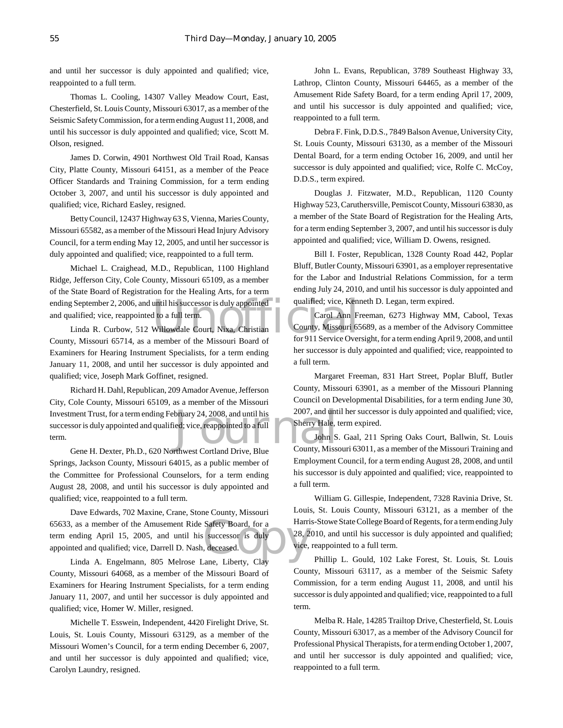and until her successor is duly appointed and qualified; vice, reappointed to a full term.

Thomas L. Cooling, 14307 Valley Meadow Court, East, Chesterfield, St. Louis County, Missouri 63017, as a member of the Seismic Safety Commission, for a term ending August 11, 2008, and until his successor is duly appointed and qualified; vice, Scott M. Olson, resigned.

James D. Corwin, 4901 Northwest Old Trail Road, Kansas City, Platte County, Missouri 64151, as a member of the Peace Officer Standards and Training Commission, for a term ending October 3, 2007, and until his successor is duly appointed and qualified; vice, Richard Easley, resigned.

Betty Council, 12437 Highway 63 S, Vienna, Maries County, Missouri 65582, as a member of the Missouri Head Injury Advisory Council, for a term ending May 12, 2005, and until her successor is duly appointed and qualified; vice, reappointed to a full term.

Michael L. Craighead, M.D., Republican, 1100 Highland Ridge, Jefferson City, Cole County, Missouri 65109, as a member of the State Board of Registration for the Healing Arts, for a term ending September 2, 2006, and until his successor is duly appointed and qualified; vice, reappointed to a full term.

Linda R. Curbow, 512 Willowdale Court, Nixa, Christian County, Missouri 65714, as a member of the Missouri Board of Examiners for Hearing Instrument Specialists, for a term ending January 11, 2008, and until her successor is duly appointed and qualified; vice, Joseph Mark Goffinet, resigned.

Richard H. Dahl, Republican, 209 Amador Avenue, Jefferson City, Cole County, Missouri 65109, as a member of the Missouri Investment Trust, for a term ending February 24, 2008, and until his successor is duly appointed and qualified; vice, reappointed to a full term.

Gene H. Dexter, Ph.D., 620 Northwest Cortland Drive, Blue Springs, Jackson County, Missouri 64015, as a public member of the Committee for Professional Counselors, for a term ending August 28, 2008, and until his successor is duly appointed and qualified; vice, reappointed to a full term.

Dave Edwards, 702 Maxine, Crane, Stone County, Missouri 65633, as a member of the Amusement Ride Safety Board, for a term ending April 15, 2005, and until his successor is duly appointed and qualified; vice, Darrell D. Nash, deceased.

Linda A. Engelmann, 805 Melrose Lane, Liberty, Clay County, Missouri 64068, as a member of the Missouri Board of Examiners for Hearing Instrument Specialists, for a term ending January 11, 2007, and until her successor is duly appointed and qualified; vice, Homer W. Miller, resigned.

Michelle T. Esswein, Independent, 4420 Firelight Drive, St. Louis, St. Louis County, Missouri 63129, as a member of the Missouri Women's Council, for a term ending December 6, 2007, and until her successor is duly appointed and qualified; vice, Carolyn Laundry, resigned.

John L. Evans, Republican, 3789 Southeast Highway 33, Lathrop, Clinton County, Missouri 64465, as a member of the Amusement Ride Safety Board, for a term ending April 17, 2009, and until his successor is duly appointed and qualified; vice, reappointed to a full term.

Debra F. Fink, D.D.S., 7849 Balson Avenue, University City, St. Louis County, Missouri 63130, as a member of the Missouri Dental Board, for a term ending October 16, 2009, and until her successor is duly appointed and qualified; vice, Rolfe C. McCoy, D.D.S., term expired.

Douglas J. Fitzwater, M.D., Republican, 1120 County Highway 523, Caruthersville, Pemiscot County, Missouri 63830, as a member of the State Board of Registration for the Healing Arts, for a term ending September 3, 2007, and until his successor is duly appointed and qualified; vice, William D. Owens, resigned.

Bill I. Foster, Republican, 1328 County Road 442, Poplar Bluff, Butler County, Missouri 63901, as a employer representative for the Labor and Industrial Relations Commission, for a term ending July 24, 2010, and until his successor is duly appointed and qualified; vice, Kenneth D. Legan, term expired.

Carol Ann Freeman, 6273 Highway MM, Cabool, Texas County, Missouri 65689, as a member of the Advisory Committee for 911 Service Oversight, for a term ending April 9, 2008, and until her successor is duly appointed and qualified; vice, reappointed to a full term.

Margaret Freeman, 831 Hart Street, Poplar Bluff, Butler County, Missouri 63901, as a member of the Missouri Planning Council on Developmental Disabilities, for a term ending June 30, 2007, and until her successor is duly appointed and qualified; vice, Sherry Hale, term expired.

John S. Gaal, 211 Spring Oaks Court, Ballwin, St. Louis County, Missouri 63011, as a member of the Missouri Training and Employment Council, for a term ending August 28, 2008, and until his successor is duly appointed and qualified; vice, reappointed to a full term.

William G. Gillespie, Independent, 7328 Ravinia Drive, St. Louis, St. Louis County, Missouri 63121, as a member of the Harris-Stowe State College Board of Regents, for a term ending July 28, 2010, and until his successor is duly appointed and qualified; vice, reappointed to a full term.

Phillip L. Gould, 102 Lake Forest, St. Louis, St. Louis County, Missouri 63117, as a member of the Seismic Safety Commission, for a term ending August 11, 2008, and until his successor is duly appointed and qualified; vice, reappointed to a full term.

Melba R. Hale, 14285 Trailtop Drive, Chesterfield, St. Louis County, Missouri 63017, as a member of the Advisory Council for Professional Physical Therapists, for a term ending October 1, 2007, and until her successor is duly appointed and qualified; vice, reappointed to a full term.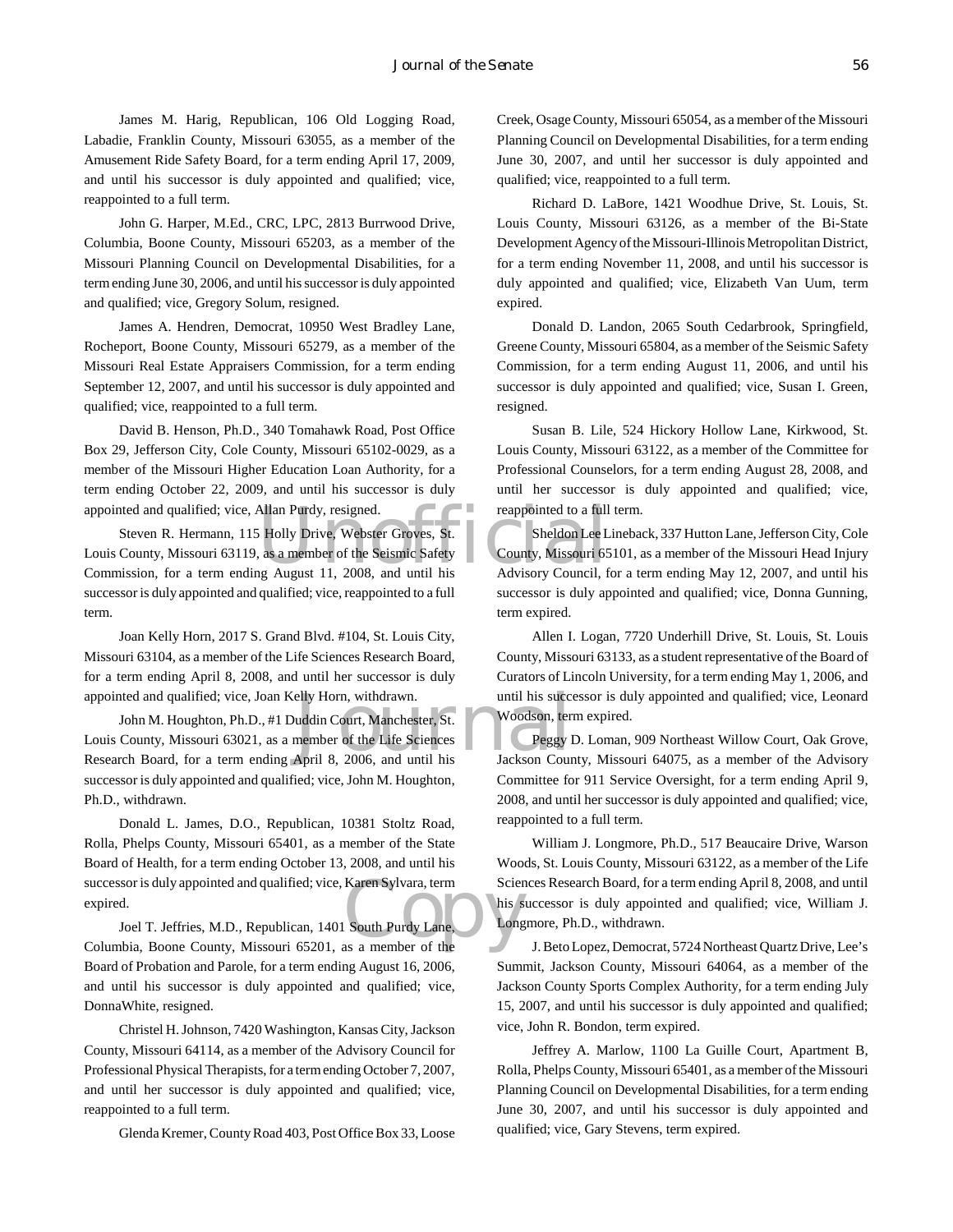James M. Harig, Republican, 106 Old Logging Road, Labadie, Franklin County, Missouri 63055, as a member of the Amusement Ride Safety Board, for a term ending April 17, 2009, and until his successor is duly appointed and qualified; vice, reappointed to a full term.

John G. Harper, M.Ed., CRC, LPC, 2813 Burrwood Drive, Columbia, Boone County, Missouri 65203, as a member of the Missouri Planning Council on Developmental Disabilities, for a term ending June 30, 2006, and until his successor is duly appointed and qualified; vice, Gregory Solum, resigned.

James A. Hendren, Democrat, 10950 West Bradley Lane, Rocheport, Boone County, Missouri 65279, as a member of the Missouri Real Estate Appraisers Commission, for a term ending September 12, 2007, and until his successor is duly appointed and qualified; vice, reappointed to a full term.

David B. Henson, Ph.D., 340 Tomahawk Road, Post Office Box 29, Jefferson City, Cole County, Missouri 65102-0029, as a member of the Missouri Higher Education Loan Authority, for a term ending October 22, 2009, and until his successor is duly appointed and qualified; vice, Allan Purdy, resigned.

Steven R. Hermann, 115 Holly Drive, Webster Groves, St. Louis County, Missouri 63119, as a member of the Seismic Safety Commission, for a term ending August 11, 2008, and until his successor is duly appointed and qualified; vice, reappointed to a full term.

Joan Kelly Horn, 2017 S. Grand Blvd. #104, St. Louis City, Missouri 63104, as a member of the Life Sciences Research Board, for a term ending April 8, 2008, and until her successor is duly appointed and qualified; vice, Joan Kelly Horn, withdrawn.

John M. Houghton, Ph.D., #1 Duddin Court, Manchester, St. Louis County, Missouri 63021, as a member of the Life Sciences Research Board, for a term ending April 8, 2006, and until his successor is duly appointed and qualified; vice, John M. Houghton, Ph.D., withdrawn.

Donald L. James, D.O., Republican, 10381 Stoltz Road, Rolla, Phelps County, Missouri 65401, as a member of the State Board of Health, for a term ending October 13, 2008, and until his successor is duly appointed and qualified; vice, Karen Sylvara, term expired.

Joel T. Jeffries, M.D., Republican, 1401 South Purdy Lane, Columbia, Boone County, Missouri 65201, as a member of the Board of Probation and Parole, for a term ending August 16, 2006, and until his successor is duly appointed and qualified; vice, DonnaWhite, resigned.

Christel H. Johnson, 7420 Washington, Kansas City, Jackson County, Missouri 64114, as a member of the Advisory Council for Professional Physical Therapists, for a term ending October 7, 2007, and until her successor is duly appointed and qualified; vice, reappointed to a full term.

Glenda Kremer, County Road 403, Post Office Box 33, Loose Creek, Osage County, Missouri 65054, as a member of the Missouri Planning Council on Developmental Disabilities, for a term ending June 30, 2007, and until her successor is duly appointed and qualified; vice, reappointed to a full term.

Richard D. LaBore, 1421 Woodhue Drive, St. Louis, St. Louis County, Missouri 63126, as a member of the Bi-State Development Agency of the Missouri-Illinois Metropolitan District, for a term ending November 11, 2008, and until his successor is duly appointed and qualified; vice, Elizabeth Van Uum, term expired.

Donald D. Landon, 2065 South Cedarbrook, Springfield, Greene County, Missouri 65804, as a member of the Seismic Safety Commission, for a term ending August 11, 2006, and until his successor is duly appointed and qualified; vice, Susan I. Green, resigned.

Susan B. Lile, 524 Hickory Hollow Lane, Kirkwood, St. Louis County, Missouri 63122, as a member of the Committee for Professional Counselors, for a term ending August 28, 2008, and until her successor is duly appointed and qualified; vice, reappointed to a full term.

Sheldon Lee Lineback, 337 Hutton Lane, Jefferson City, Cole County, Missouri 65101, as a member of the Missouri Head Injury Advisory Council, for a term ending May 12, 2007, and until his successor is duly appointed and qualified; vice, Donna Gunning, term expired.

Allen I. Logan, 7720 Underhill Drive, St. Louis, St. Louis County, Missouri 63133, as a student representative of the Board of Curators of Lincoln University, for a term ending May 1, 2006, and until his successor is duly appointed and qualified; vice, Leonard Woodson, term expired.

Peggy D. Loman, 909 Northeast Willow Court, Oak Grove, Jackson County, Missouri 64075, as a member of the Advisory Committee for 911 Service Oversight, for a term ending April 9, 2008, and until her successor is duly appointed and qualified; vice, reappointed to a full term.

William J. Longmore, Ph.D., 517 Beaucaire Drive, Warson Woods, St. Louis County, Missouri 63122, as a member of the Life Sciences Research Board, for a term ending April 8, 2008, and until his successor is duly appointed and qualified; vice, William J. Longmore, Ph.D., withdrawn.

J. Beto Lopez, Democrat, 5724 Northeast Quartz Drive, Lee's Summit, Jackson County, Missouri 64064, as a member of the Jackson County Sports Complex Authority, for a term ending July 15, 2007, and until his successor is duly appointed and qualified; vice, John R. Bondon, term expired.

Jeffrey A. Marlow, 1100 La Guille Court, Apartment B, Rolla, Phelps County, Missouri 65401, as a member of the Missouri Planning Council on Developmental Disabilities, for a term ending June 30, 2007, and until his successor is duly appointed and qualified; vice, Gary Stevens, term expired.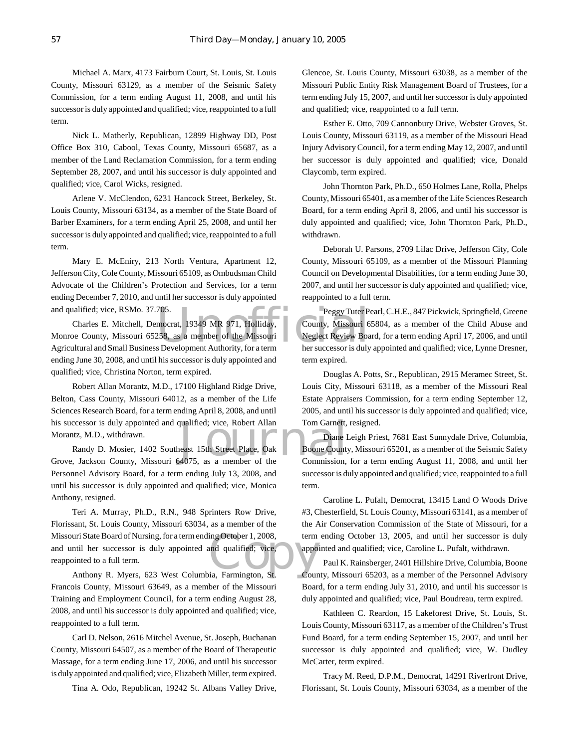Michael A. Marx, 4173 Fairburn Court, St. Louis, St. Louis County, Missouri 63129, as a member of the Seismic Safety Commission, for a term ending August 11, 2008, and until his successor is duly appointed and qualified; vice, reappointed to a full term.

Nick L. Matherly, Republican, 12899 Highway DD, Post Office Box 310, Cabool, Texas County, Missouri 65687, as a member of the Land Reclamation Commission, for a term ending September 28, 2007, and until his successor is duly appointed and qualified; vice, Carol Wicks, resigned.

Arlene V. McClendon, 6231 Hancock Street, Berkeley, St. Louis County, Missouri 63134, as a member of the State Board of Barber Examiners, for a term ending April 25, 2008, and until her successor is duly appointed and qualified; vice, reappointed to a full term.

Mary E. McEniry, 213 North Ventura, Apartment 12, Jefferson City, Cole County, Missouri 65109, as Ombudsman Child Advocate of the Children's Protection and Services, for a term ending December 7, 2010, and until her successor is duly appointed and qualified; vice, RSMo. 37.705.

Charles E. Mitchell, Democrat, 19349 MR 971, Holliday, Monroe County, Missouri 65258, as a member of the Missouri Agricultural and Small Business Development Authority, for a term ending June 30, 2008, and until his successor is duly appointed and qualified; vice, Christina Norton, term expired.

Robert Allan Morantz, M.D., 17100 Highland Ridge Drive, Belton, Cass County, Missouri 64012, as a member of the Life Sciences Research Board, for a term ending April 8, 2008, and until his successor is duly appointed and qualified; vice, Robert Allan Morantz, M.D., withdrawn.

Randy D. Mosier, 1402 Southeast 15th Street Place, Oak Grove, Jackson County, Missouri 64075, as a member of the Personnel Advisory Board, for a term ending July 13, 2008, and until his successor is duly appointed and qualified; vice, Monica Anthony, resigned.

Teri A. Murray, Ph.D., R.N., 948 Sprinters Row Drive, Florissant, St. Louis County, Missouri 63034, as a member of the Missouri State Board of Nursing, for a term ending October 1, 2008, and until her successor is duly appointed and qualified; vice, reappointed to a full term.

Anthony R. Myers, 623 West Columbia, Farmington, St. Francois County, Missouri 63649, as a member of the Missouri Training and Employment Council, for a term ending August 28, 2008, and until his successor is duly appointed and qualified; vice, reappointed to a full term.

Carl D. Nelson, 2616 Mitchel Avenue, St. Joseph, Buchanan County, Missouri 64507, as a member of the Board of Therapeutic Massage, for a term ending June 17, 2006, and until his successor is duly appointed and qualified; vice, Elizabeth Miller, term expired.

Tina A. Odo, Republican, 19242 St. Albans Valley Drive, Glencoe, St. Louis County, Missouri 63038, as a member of the Missouri Public Entity Risk Management Board of Trustees, for a term ending July 15, 2007, and until her successor is duly appointed and qualified; vice, reappointed to a full term.

Esther E. Otto, 709 Cannonbury Drive, Webster Groves, St. Louis County, Missouri 63119, as a member of the Missouri Head Injury Advisory Council, for a term ending May 12, 2007, and until her successor is duly appointed and qualified; vice, Donald Claycomb, term expired.

John Thornton Park, Ph.D., 650 Holmes Lane, Rolla, Phelps County, Missouri 65401, as a member of the Life Sciences Research Board, for a term ending April 8, 2006, and until his successor is duly appointed and qualified; vice, John Thornton Park, Ph.D., withdrawn.

Deborah U. Parsons, 2709 Lilac Drive, Jefferson City, Cole County, Missouri 65109, as a member of the Missouri Planning Council on Developmental Disabilities, for a term ending June 30, 2007, and until her successor is duly appointed and qualified; vice, reappointed to a full term.

Peggy Tuter Pearl, C.H.E., 847 Pickwick, Springfield, Greene County, Missouri 65804, as a member of the Child Abuse and Neglect Review Board, for a term ending April 17, 2006, and until her successor is duly appointed and qualified; vice, Lynne Dresner, term expired.

Douglas A. Potts, Sr., Republican, 2915 Meramec Street, St. Louis City, Missouri 63118, as a member of the Missouri Real Estate Appraisers Commission, for a term ending September 12, 2005, and until his successor is duly appointed and qualified; vice, Tom Garnett, resigned.

Diane Leigh Priest, 7681 East Sunnydale Drive, Columbia, Boone County, Missouri 65201, as a member of the Seismic Safety Commission, for a term ending August 11, 2008, and until her successor is duly appointed and qualified; vice, reappointed to a full term.

Caroline L. Pufalt, Democrat, 13415 Land O Woods Drive #3, Chesterfield, St. Louis County, Missouri 63141, as a member of the Air Conservation Commission of the State of Missouri, for a term ending October 13, 2005, and until her successor is duly appointed and qualified; vice, Caroline L. Pufalt, withdrawn.

Paul K. Rainsberger, 2401 Hillshire Drive, Columbia, Boone County, Missouri 65203, as a member of the Personnel Advisory Board, for a term ending July 31, 2010, and until his successor is duly appointed and qualified; vice, Paul Boudreau, term expired.

Kathleen C. Reardon, 15 Lakeforest Drive, St. Louis, St. Louis County, Missouri 63117, as a member of the Children's Trust Fund Board, for a term ending September 15, 2007, and until her successor is duly appointed and qualified; vice, W. Dudley McCarter, term expired.

Tracy M. Reed, D.P.M., Democrat, 14291 Riverfront Drive, Florissant, St. Louis County, Missouri 63034, as a member of the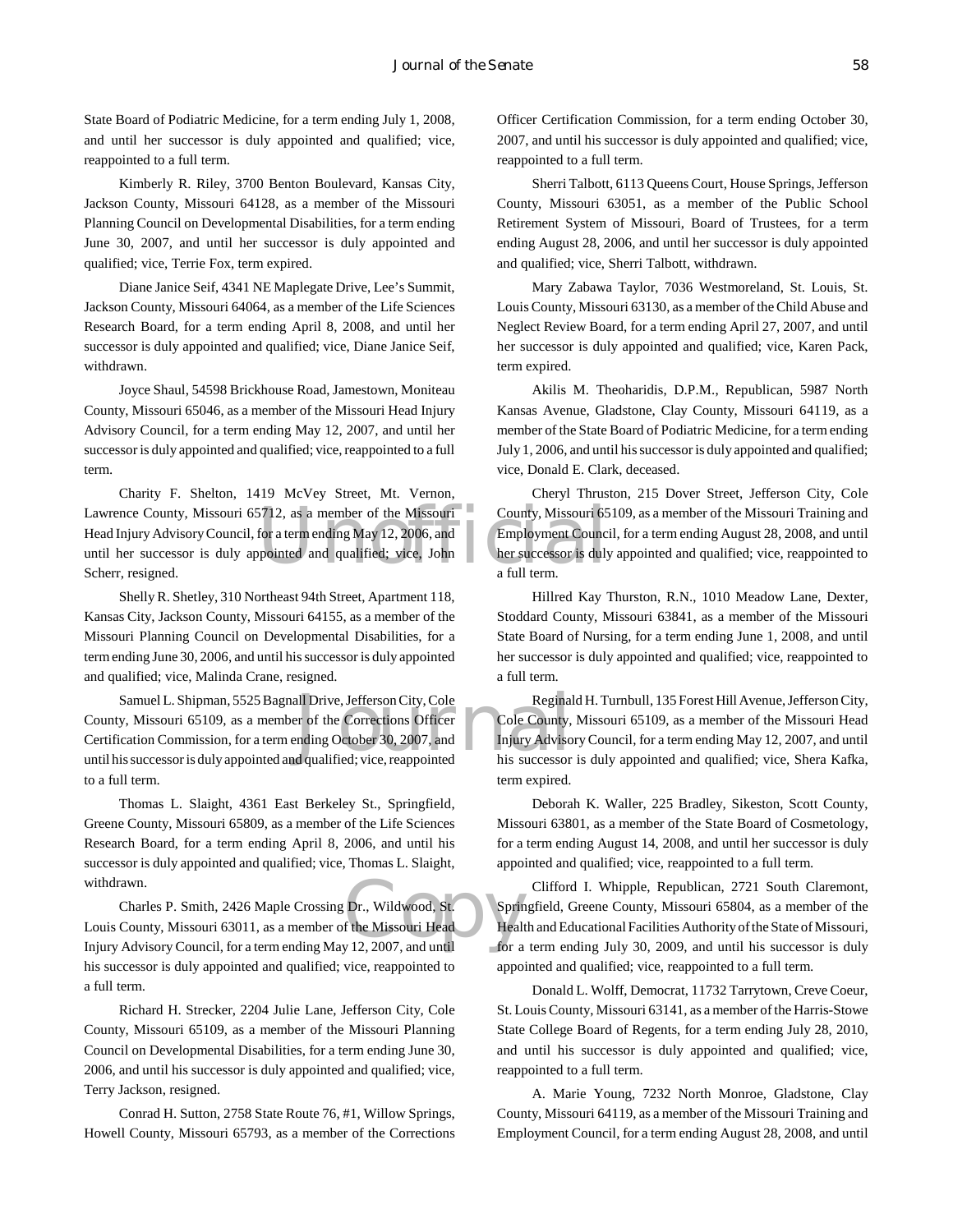State Board of Podiatric Medicine, for a term ending July 1, 2008, and until her successor is duly appointed and qualified; vice, reappointed to a full term.

Kimberly R. Riley, 3700 Benton Boulevard, Kansas City, Jackson County, Missouri 64128, as a member of the Missouri Planning Council on Developmental Disabilities, for a term ending June 30, 2007, and until her successor is duly appointed and qualified; vice, Terrie Fox, term expired.

Diane Janice Seif, 4341 NE Maplegate Drive, Lee's Summit, Jackson County, Missouri 64064, as a member of the Life Sciences Research Board, for a term ending April 8, 2008, and until her successor is duly appointed and qualified; vice, Diane Janice Seif, withdrawn.

Joyce Shaul, 54598 Brickhouse Road, Jamestown, Moniteau County, Missouri 65046, as a member of the Missouri Head Injury Advisory Council, for a term ending May 12, 2007, and until her successor is duly appointed and qualified; vice, reappointed to a full term.

Charity F. Shelton, 1419 McVey Street, Mt. Vernon, Lawrence County, Missouri 65712, as a member of the Missouri Head Injury Advisory Council, for a term ending May 12, 2006, and until her successor is duly appointed and qualified; vice, John Scherr, resigned.

Shelly R. Shetley, 310 Northeast 94th Street, Apartment 118, Kansas City, Jackson County, Missouri 64155, as a member of the Missouri Planning Council on Developmental Disabilities, for a term ending June 30, 2006, and until his successor is duly appointed and qualified; vice, Malinda Crane, resigned.

Samuel L. Shipman, 5525 Bagnall Drive, Jefferson City, Cole County, Missouri 65109, as a member of the Corrections Officer Certification Commission, for a term ending October 30, 2007, and until his successor is duly appointed and qualified; vice, reappointed to a full term.

Thomas L. Slaight, 4361 East Berkeley St., Springfield, Greene County, Missouri 65809, as a member of the Life Sciences Research Board, for a term ending April 8, 2006, and until his successor is duly appointed and qualified; vice, Thomas L. Slaight, withdrawn.

Charles P. Smith, 2426 Maple Crossing Dr., Wildwood, St. Louis County, Missouri 63011, as a member of the Missouri Head Injury Advisory Council, for a term ending May 12, 2007, and until his successor is duly appointed and qualified; vice, reappointed to a full term.

Richard H. Strecker, 2204 Julie Lane, Jefferson City, Cole County, Missouri 65109, as a member of the Missouri Planning Council on Developmental Disabilities, for a term ending June 30, 2006, and until his successor is duly appointed and qualified; vice, Terry Jackson, resigned.

Conrad H. Sutton, 2758 State Route 76, #1, Willow Springs, Howell County, Missouri 65793, as a member of the Corrections Officer Certification Commission, for a term ending October 30, 2007, and until his successor is duly appointed and qualified; vice, reappointed to a full term.

Sherri Talbott, 6113 Queens Court, House Springs, Jefferson County, Missouri 63051, as a member of the Public School Retirement System of Missouri, Board of Trustees, for a term ending August 28, 2006, and until her successor is duly appointed and qualified; vice, Sherri Talbott, withdrawn.

Mary Zabawa Taylor, 7036 Westmoreland, St. Louis, St. Louis County, Missouri 63130, as a member of the Child Abuse and Neglect Review Board, for a term ending April 27, 2007, and until her successor is duly appointed and qualified; vice, Karen Pack, term expired.

Akilis M. Theoharidis, D.P.M., Republican, 5987 North Kansas Avenue, Gladstone, Clay County, Missouri 64119, as a member of the State Board of Podiatric Medicine, for a term ending July 1, 2006, and until his successor is duly appointed and qualified; vice, Donald E. Clark, deceased.

Cheryl Thruston, 215 Dover Street, Jefferson City, Cole County, Missouri 65109, as a member of the Missouri Training and Employment Council, for a term ending August 28, 2008, and until her successor is duly appointed and qualified; vice, reappointed to a full term.

Hillred Kay Thurston, R.N., 1010 Meadow Lane, Dexter, Stoddard County, Missouri 63841, as a member of the Missouri State Board of Nursing, for a term ending June 1, 2008, and until her successor is duly appointed and qualified; vice, reappointed to a full term.

Reginald H. Turnbull, 135 Forest Hill Avenue, Jefferson City, Cole County, Missouri 65109, as a member of the Missouri Head Injury Advisory Council, for a term ending May 12, 2007, and until his successor is duly appointed and qualified; vice, Shera Kafka, term expired.

Deborah K. Waller, 225 Bradley, Sikeston, Scott County, Missouri 63801, as a member of the State Board of Cosmetology, for a term ending August 14, 2008, and until her successor is duly appointed and qualified; vice, reappointed to a full term.

Clifford I. Whipple, Republican, 2721 South Claremont, Springfield, Greene County, Missouri 65804, as a member of the Health and Educational Facilities Authority of the State of Missouri, for a term ending July 30, 2009, and until his successor is duly appointed and qualified; vice, reappointed to a full term.

Donald L. Wolff, Democrat, 11732 Tarrytown, Creve Coeur, St. Louis County, Missouri 63141, as a member of the Harris-Stowe State College Board of Regents, for a term ending July 28, 2010, and until his successor is duly appointed and qualified; vice, reappointed to a full term.

A. Marie Young, 7232 North Monroe, Gladstone, Clay County, Missouri 64119, as a member of the Missouri Training and Employment Council, for a term ending August 28, 2008, and until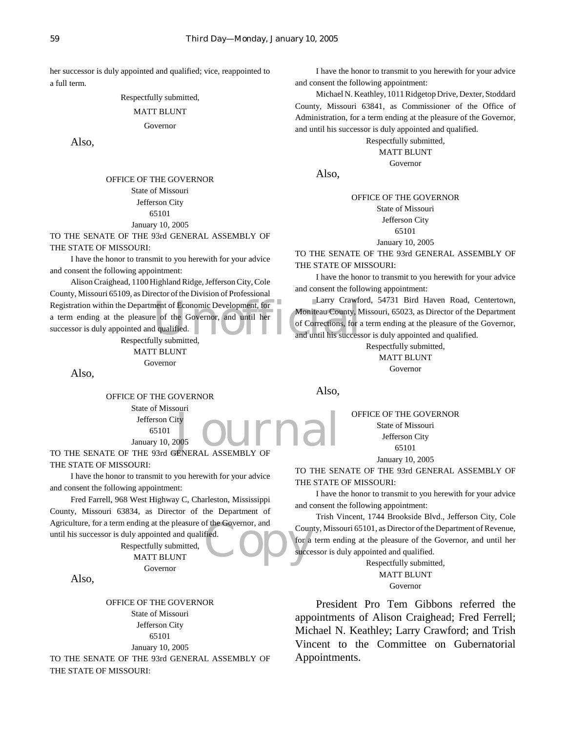her successor is duly appointed and qualified; vice, reappointed to a full term.

Respectfully submitted,

MATT BLUNT

Governor

Also,

OFFICE OF THE GOVERNOR
State of Missouri
Jefferson City
65101
January 10, 2005

TO THE SENATE OF THE 93rd GENERAL ASSEMBLY OF THE STATE OF MISSOURI:

I have the honor to transmit to you herewith for your advice and consent the following appointment:

Alison Craighead, 1100 Highland Ridge, Jefferson City, Cole County, Missouri 65109, as Director of the Division of Professional Registration within the Department of Economic Development, for a term ending at the pleasure of the Governor, and until her successor is duly appointed and qualified.

Respectfully submitted,

MATT BLUNT

Governor

Also,

OFFICE OF THE GOVERNOR
State of Missouri
Jefferson City
65101
January 10, 2005

TO THE SENATE OF THE 93rd GENERAL ASSEMBLY OF THE STATE OF MISSOURI:

I have the honor to transmit to you herewith for your advice and consent the following appointment:

Fred Farrell, 968 West Highway C, Charleston, Mississippi County, Missouri 63834, as Director of the Department of Agriculture, for a term ending at the pleasure of the Governor, and until his successor is duly appointed and qualified.

Respectfully submitted,

MATT BLUNT

Governor

Also,

OFFICE OF THE GOVERNOR
State of Missouri
Jefferson City
65101
January 10, 2005

TO THE SENATE OF THE 93rd GENERAL ASSEMBLY OF THE STATE OF MISSOURI:

I have the honor to transmit to you herewith for your advice and consent the following appointment:

Michael N. Keathley, 1011 Ridgetop Drive, Dexter, Stoddard County, Missouri 63841, as Commissioner of the Office of Administration, for a term ending at the pleasure of the Governor, and until his successor is duly appointed and qualified.

Respectfully submitted,

MATT BLUNT

Governor

Also,

OFFICE OF THE GOVERNOR
State of Missouri
Jefferson City
65101
January 10, 2005

TO THE SENATE OF THE 93rd GENERAL ASSEMBLY OF THE STATE OF MISSOURI:

I have the honor to transmit to you herewith for your advice and consent the following appointment:

Larry Crawford, 54731 Bird Haven Road, Centertown, Moniteau County, Missouri, 65023, as Director of the Department of Corrections, for a term ending at the pleasure of the Governor, and until his successor is duly appointed and qualified.

Respectfully submitted,

MATT BLUNT

Governor

Also,

OFFICE OF THE GOVERNOR
State of Missouri
Jefferson City
65101
January 10, 2005

TO THE SENATE OF THE 93rd GENERAL ASSEMBLY OF THE STATE OF MISSOURI:

I have the honor to transmit to you herewith for your advice and consent the following appointment:

Trish Vincent, 1744 Brookside Blvd., Jefferson City, Cole County, Missouri 65101, as Director of the Department of Revenue, for a term ending at the pleasure of the Governor, and until her successor is duly appointed and qualified.

Respectfully submitted,

MATT BLUNT

Governor

President Pro Tem Gibbons referred the appointments of Alison Craighead; Fred Ferrell; Michael N. Keathley; Larry Crawford; and Trish Vincent to the Committee on Gubernatorial Appointments.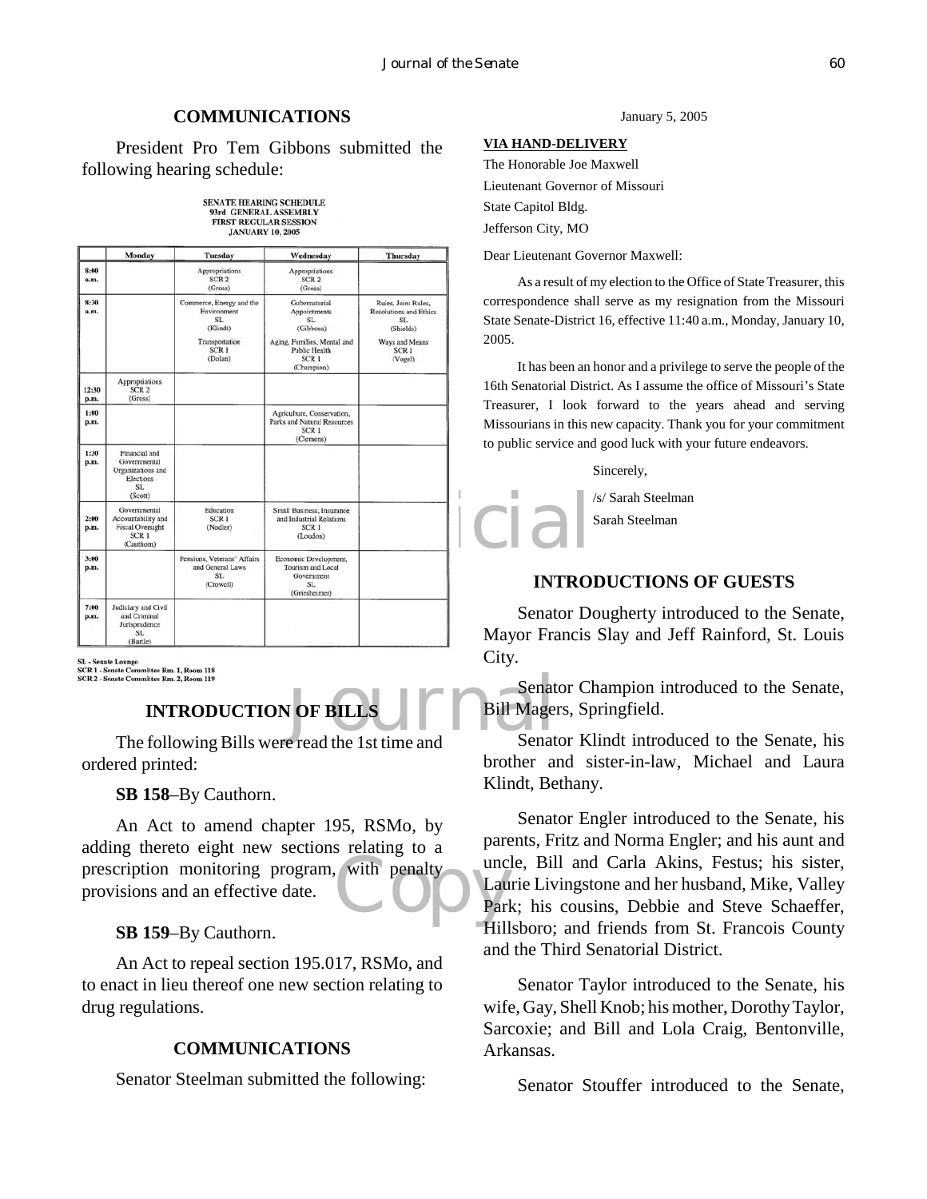## COMMUNICATIONS

President Pro Tem Gibbons submitted the following hearing schedule:

SENATE HEARING SCHEDULE
93rd GENERAL ASSEMBLY
FIRST REGULAR SESSION
JANUARY 10, 2005

| | Monday | Tuesday | Wednesday | Thursday |
|---|---|---|---|---|
| 8:00 a.m. | | Appropriations SCR 2 (Gross) | Appropriations SCR 2 (Gross) | |
| 8:30 a.m. | | Commerce, Energy and the Environment SL (Klindt)<br>Transportation SCR 1 (Dolan) | Gubernatorial Appointments SL (Gibbons)<br>Aging, Families, Mental and Public Health SCR 1 (Champion) | Rules, Joint Rules, Resolutions and Ethics SL (Shields)<br>Ways and Means SCR 1 (Vogel) |
| 12:30 p.m. | Appropriations SCR 2 (Gross) | | | |
| 1:00 p.m. | | | Agriculture, Conservation, Parks and Natural Resources SCR 1 (Clemens) | |
| 1:30 p.m. | Financial and Governmental Organizations and Elections SL (Scott) | | | |
| 2:00 p.m. | Governmental Accountability and Fiscal Oversight SCR 1 (Cauthorn) | Education SCR 1 (Nodler) | Small Business, Insurance and Industrial Relations SCR 1 (Loudon) | |
| 3:00 p.m. | | Pensions, Veterans' Affairs and General Laws SL (Crowell) | Economic Development, Tourism and Local Government SL (Griesheimer) | |
| 7:00 p.m. | Judiciary and Civil and Criminal Jurisprudence SL (Bartle) | | | |

SL - Senate Lounge
SCR 1 - Senate Committee Rm. 1, Room 118
SCR 2 - Senate Committee Rm. 2, Room 119

## INTRODUCTION OF BILLS

The following Bills were read the 1st time and ordered printed:

**SB 158**–By Cauthorn.

An Act to amend chapter 195, RSMo, by adding thereto eight new sections relating to a prescription monitoring program, with penalty provisions and an effective date.

**SB 159**–By Cauthorn.

An Act to repeal section 195.017, RSMo, and to enact in lieu thereof one new section relating to drug regulations.

## COMMUNICATIONS

Senator Steelman submitted the following:

January 5, 2005

**VIA HAND-DELIVERY**

The Honorable Joe Maxwell
Lieutenant Governor of Missouri
State Capitol Bldg.
Jefferson City, MO

Dear Lieutenant Governor Maxwell:

As a result of my election to the Office of State Treasurer, this correspondence shall serve as my resignation from the Missouri State Senate-District 16, effective 11:40 a.m., Monday, January 10, 2005.

It has been an honor and a privilege to serve the people of the 16th Senatorial District. As I assume the office of Missouri's State Treasurer, I look forward to the years ahead and serving Missourians in this new capacity. Thank you for your commitment to public service and good luck with your future endeavors.

Sincerely,

/s/ Sarah Steelman

Sarah Steelman

## INTRODUCTIONS OF GUESTS

Senator Dougherty introduced to the Senate, Mayor Francis Slay and Jeff Rainford, St. Louis City.

Senator Champion introduced to the Senate, Bill Magers, Springfield.

Senator Klindt introduced to the Senate, his brother and sister-in-law, Michael and Laura Klindt, Bethany.

Senator Engler introduced to the Senate, his parents, Fritz and Norma Engler; and his aunt and uncle, Bill and Carla Akins, Festus; his sister, Laurie Livingstone and her husband, Mike, Valley Park; his cousins, Debbie and Steve Schaeffer, Hillsboro; and friends from St. Francois County and the Third Senatorial District.

Senator Taylor introduced to the Senate, his wife, Gay, Shell Knob; his mother, Dorothy Taylor, Sarcoxie; and Bill and Lola Craig, Bentonville, Arkansas.

Senator Stouffer introduced to the Senate,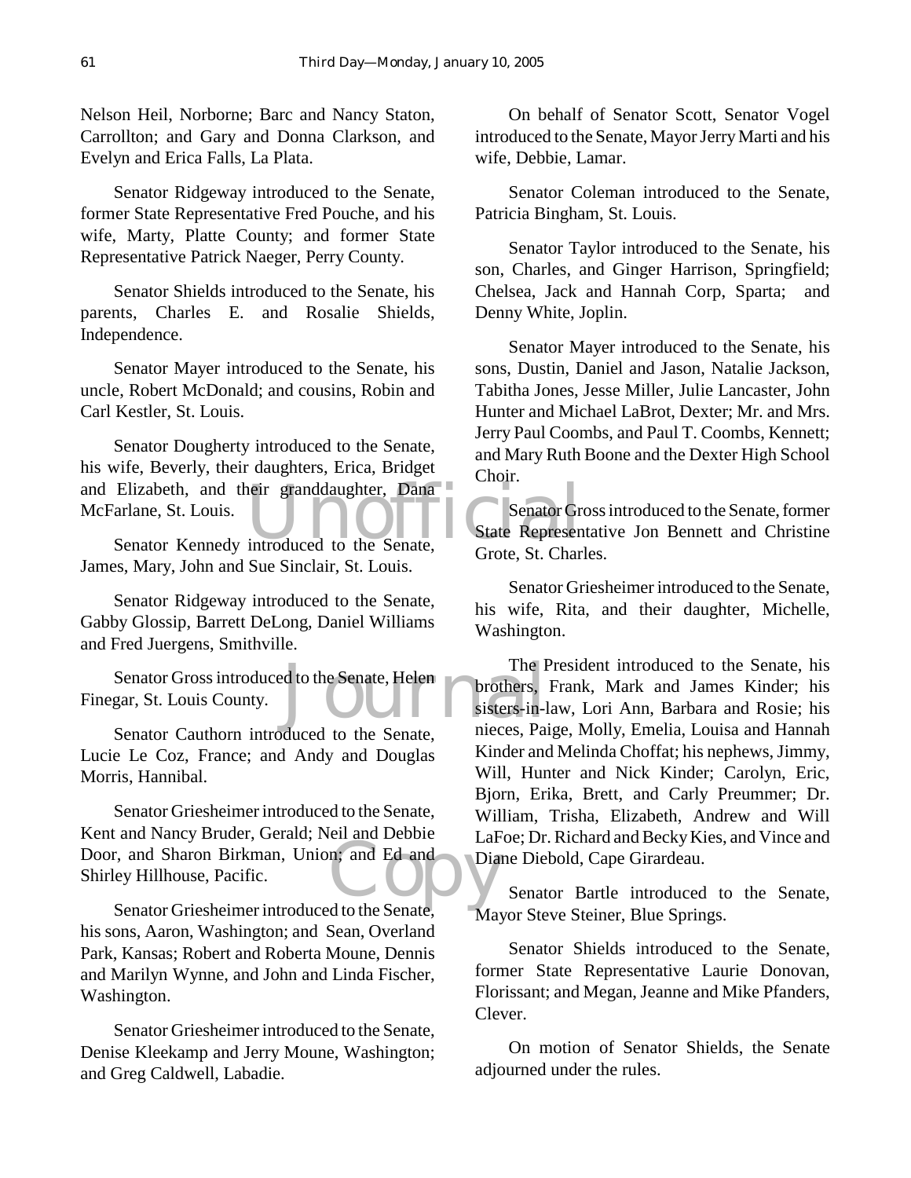Nelson Heil, Norborne; Barc and Nancy Staton, Carrollton; and Gary and Donna Clarkson, and Evelyn and Erica Falls, La Plata.

Senator Ridgeway introduced to the Senate, former State Representative Fred Pouche, and his wife, Marty, Platte County; and former State Representative Patrick Naeger, Perry County.

Senator Shields introduced to the Senate, his parents, Charles E. and Rosalie Shields, Independence.

Senator Mayer introduced to the Senate, his uncle, Robert McDonald; and cousins, Robin and Carl Kestler, St. Louis.

Senator Dougherty introduced to the Senate, his wife, Beverly, their daughters, Erica, Bridget and Elizabeth, and their granddaughter, Dana McFarlane, St. Louis.

Senator Kennedy introduced to the Senate, James, Mary, John and Sue Sinclair, St. Louis.

Senator Ridgeway introduced to the Senate, Gabby Glossip, Barrett DeLong, Daniel Williams and Fred Juergens, Smithville.

Senator Gross introduced to the Senate, Helen Finegar, St. Louis County.

Senator Cauthorn introduced to the Senate, Lucie Le Coz, France; and Andy and Douglas Morris, Hannibal.

Senator Griesheimer introduced to the Senate, Kent and Nancy Bruder, Gerald; Neil and Debbie Door, and Sharon Birkman, Union; and Ed and Shirley Hillhouse, Pacific.

Senator Griesheimer introduced to the Senate, his sons, Aaron, Washington; and Sean, Overland Park, Kansas; Robert and Roberta Moune, Dennis and Marilyn Wynne, and John and Linda Fischer, Washington.

Senator Griesheimer introduced to the Senate, Denise Kleekamp and Jerry Moune, Washington; and Greg Caldwell, Labadie.

On behalf of Senator Scott, Senator Vogel introduced to the Senate, Mayor Jerry Marti and his wife, Debbie, Lamar.

Senator Coleman introduced to the Senate, Patricia Bingham, St. Louis.

Senator Taylor introduced to the Senate, his son, Charles, and Ginger Harrison, Springfield; Chelsea, Jack and Hannah Corp, Sparta; and Denny White, Joplin.

Senator Mayer introduced to the Senate, his sons, Dustin, Daniel and Jason, Natalie Jackson, Tabitha Jones, Jesse Miller, Julie Lancaster, John Hunter and Michael LaBrot, Dexter; Mr. and Mrs. Jerry Paul Coombs, and Paul T. Coombs, Kennett; and Mary Ruth Boone and the Dexter High School Choir.

Senator Gross introduced to the Senate, former State Representative Jon Bennett and Christine Grote, St. Charles.

Senator Griesheimer introduced to the Senate, his wife, Rita, and their daughter, Michelle, Washington.

The President introduced to the Senate, his brothers, Frank, Mark and James Kinder; his sisters-in-law, Lori Ann, Barbara and Rosie; his nieces, Paige, Molly, Emelia, Louisa and Hannah Kinder and Melinda Choffat; his nephews, Jimmy, Will, Hunter and Nick Kinder; Carolyn, Eric, Bjorn, Erika, Brett, and Carly Preummer; Dr. William, Trisha, Elizabeth, Andrew and Will LaFoe; Dr. Richard and Becky Kies, and Vince and Diane Diebold, Cape Girardeau.

Senator Bartle introduced to the Senate, Mayor Steve Steiner, Blue Springs.

Senator Shields introduced to the Senate, former State Representative Laurie Donovan, Florissant; and Megan, Jeanne and Mike Pfanders, Clever.

On motion of Senator Shields, the Senate adjourned under the rules.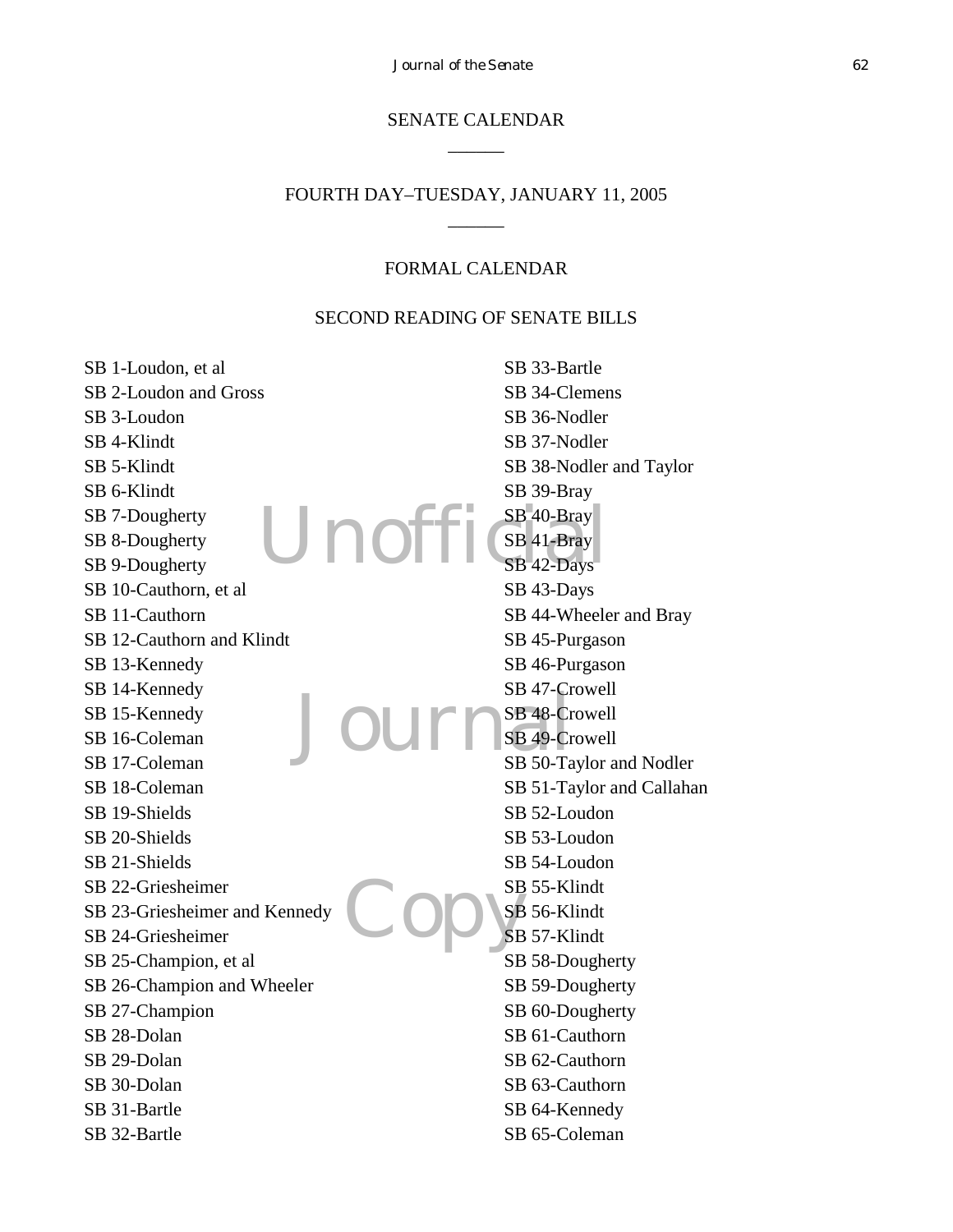## SENATE CALENDAR

______

## FOURTH DAY–TUESDAY, JANUARY 11, 2005

______

### FORMAL CALENDAR

### SECOND READING OF SENATE BILLS

SB 1-Loudon, et al
SB 2-Loudon and Gross
SB 3-Loudon
SB 4-Klindt
SB 5-Klindt
SB 6-Klindt
SB 7-Dougherty
SB 8-Dougherty
SB 9-Dougherty
SB 10-Cauthorn, et al
SB 11-Cauthorn
SB 12-Cauthorn and Klindt
SB 13-Kennedy
SB 14-Kennedy
SB 15-Kennedy
SB 16-Coleman
SB 17-Coleman
SB 18-Coleman
SB 19-Shields
SB 20-Shields
SB 21-Shields
SB 22-Griesheimer
SB 23-Griesheimer and Kennedy
SB 24-Griesheimer
SB 25-Champion, et al
SB 26-Champion and Wheeler
SB 27-Champion
SB 28-Dolan
SB 29-Dolan
SB 30-Dolan
SB 31-Bartle
SB 32-Bartle
SB 33-Bartle
SB 34-Clemens
SB 36-Nodler
SB 37-Nodler
SB 38-Nodler and Taylor
SB 39-Bray
SB 40-Bray
SB 41-Bray
SB 42-Days
SB 43-Days
SB 44-Wheeler and Bray
SB 45-Purgason
SB 46-Purgason
SB 47-Crowell
SB 48-Crowell
SB 49-Crowell
SB 50-Taylor and Nodler
SB 51-Taylor and Callahan
SB 52-Loudon
SB 53-Loudon
SB 54-Loudon
SB 55-Klindt
SB 56-Klindt
SB 57-Klindt
SB 58-Dougherty
SB 59-Dougherty
SB 60-Dougherty
SB 61-Cauthorn
SB 62-Cauthorn
SB 63-Cauthorn
SB 64-Kennedy
SB 65-Coleman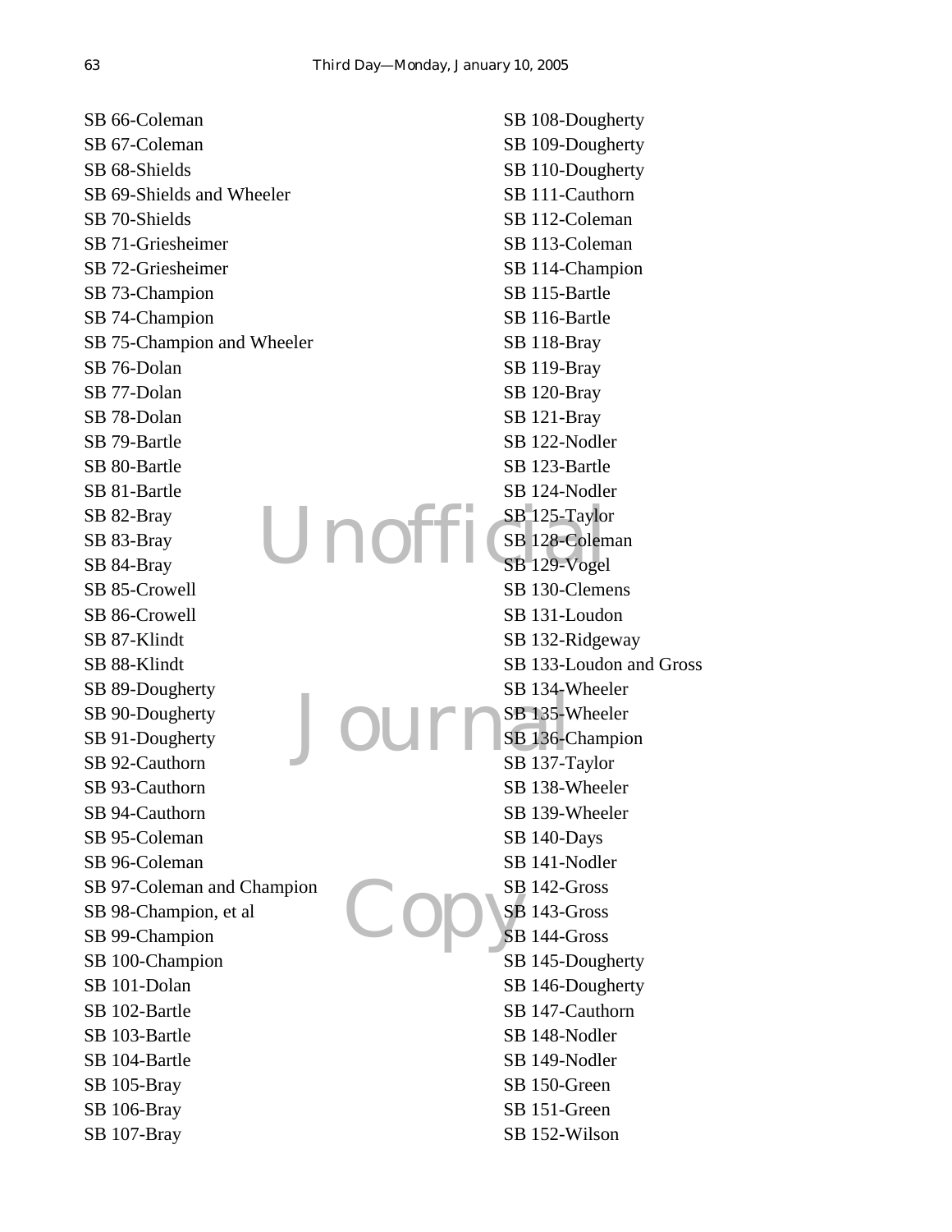SB 66-Coleman
SB 67-Coleman
SB 68-Shields
SB 69-Shields and Wheeler
SB 70-Shields
SB 71-Griesheimer
SB 72-Griesheimer
SB 73-Champion
SB 74-Champion
SB 75-Champion and Wheeler
SB 76-Dolan
SB 77-Dolan
SB 78-Dolan
SB 79-Bartle
SB 80-Bartle
SB 81-Bartle
SB 82-Bray
SB 83-Bray
SB 84-Bray
SB 85-Crowell
SB 86-Crowell
SB 87-Klindt
SB 88-Klindt
SB 89-Dougherty
SB 90-Dougherty
SB 91-Dougherty
SB 92-Cauthorn
SB 93-Cauthorn
SB 94-Cauthorn
SB 95-Coleman
SB 96-Coleman
SB 97-Coleman and Champion
SB 98-Champion, et al
SB 99-Champion
SB 100-Champion
SB 101-Dolan
SB 102-Bartle
SB 103-Bartle
SB 104-Bartle
SB 105-Bray
SB 106-Bray
SB 107-Bray
SB 108-Dougherty
SB 109-Dougherty
SB 110-Dougherty
SB 111-Cauthorn
SB 112-Coleman
SB 113-Coleman
SB 114-Champion
SB 115-Bartle
SB 116-Bartle
SB 118-Bray
SB 119-Bray
SB 120-Bray
SB 121-Bray
SB 122-Nodler
SB 123-Bartle
SB 124-Nodler
SB 125-Taylor
SB 128-Coleman
SB 129-Vogel
SB 130-Clemens
SB 131-Loudon
SB 132-Ridgeway
SB 133-Loudon and Gross
SB 134-Wheeler
SB 135-Wheeler
SB 136-Champion
SB 137-Taylor
SB 138-Wheeler
SB 139-Wheeler
SB 140-Days
SB 141-Nodler
SB 142-Gross
SB 143-Gross
SB 144-Gross
SB 145-Dougherty
SB 146-Dougherty
SB 147-Cauthorn
SB 148-Nodler
SB 149-Nodler
SB 150-Green
SB 151-Green
SB 152-Wilson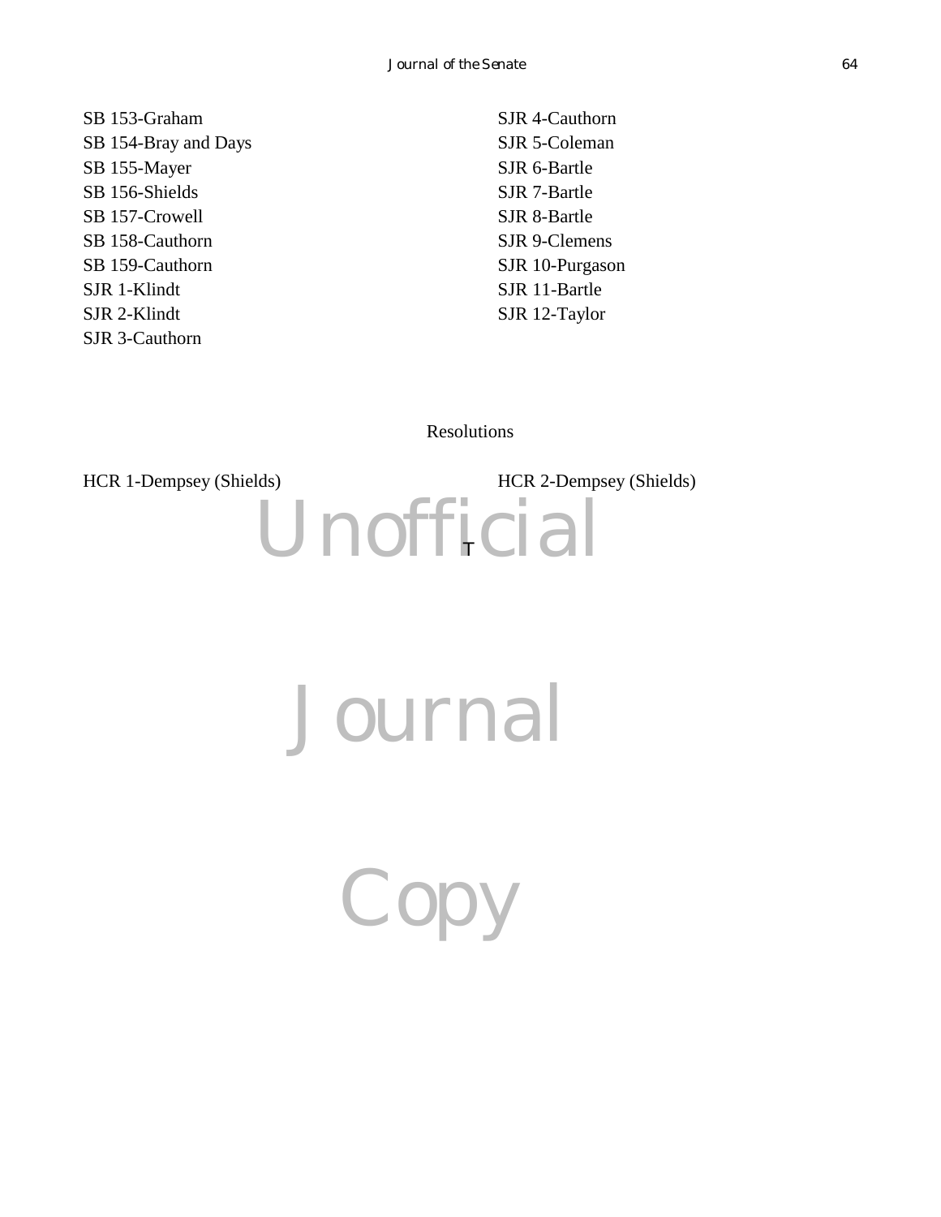SB 153-Graham
SB 154-Bray and Days
SB 155-Mayer
SB 156-Shields
SB 157-Crowell
SB 158-Cauthorn
SB 159-Cauthorn
SJR 1-Klindt
SJR 2-Klindt
SJR 3-Cauthorn
SJR 4-Cauthorn
SJR 5-Coleman
SJR 6-Bartle
SJR 7-Bartle
SJR 8-Bartle
SJR 9-Clemens
SJR 10-Purgason
SJR 11-Bartle
SJR 12-Taylor

Resolutions

HCR 1-Dempsey (Shields)
HCR 2-Dempsey (Shields)

T